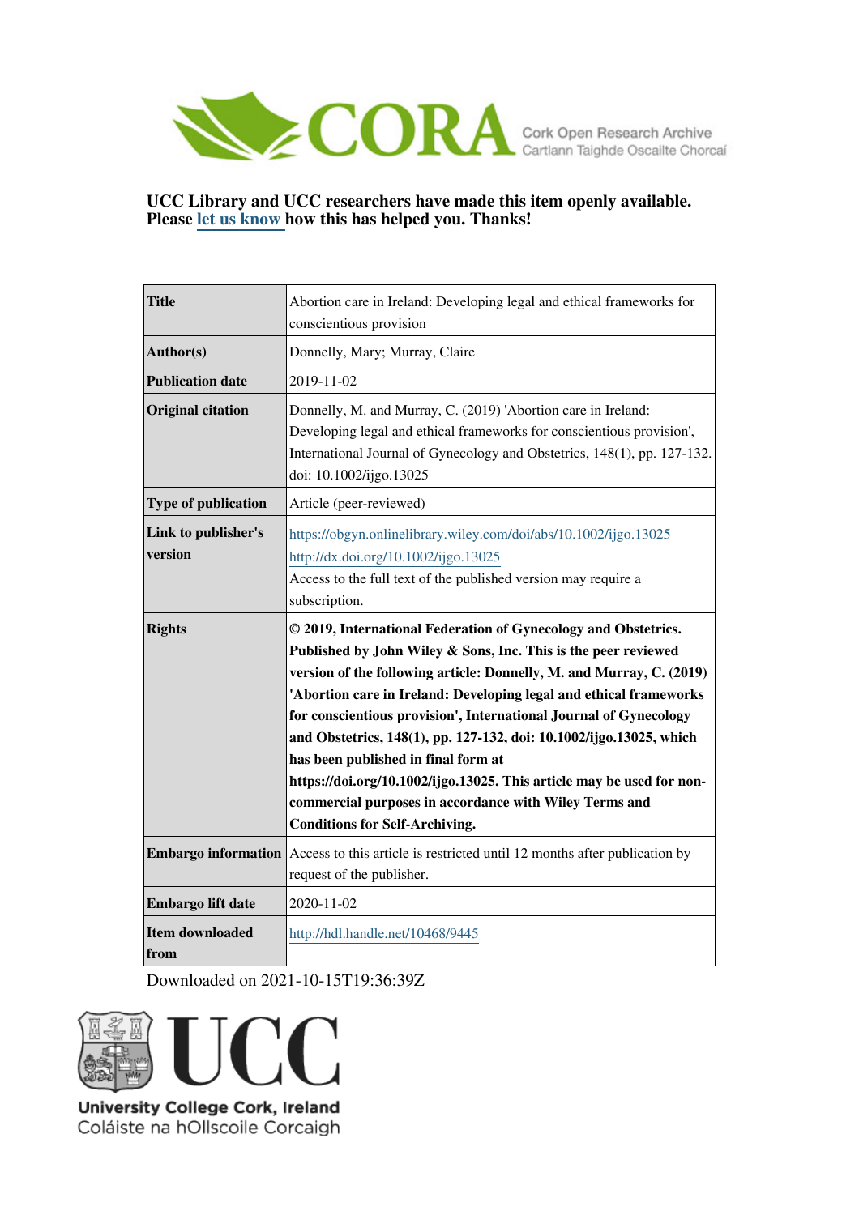CORA Cork Open Research Archive
Cartlann Taighde Oscailte Chorcaí

**UCC Library and UCC researchers have made this item openly available. Please let us know how this has helped you. Thanks!**

| | |
|---|---|
| **Title** | Abortion care in Ireland: Developing legal and ethical frameworks for conscientious provision |
| **Author(s)** | Donnelly, Mary; Murray, Claire |
| **Publication date** | 2019-11-02 |
| **Original citation** | Donnelly, M. and Murray, C. (2019) 'Abortion care in Ireland: Developing legal and ethical frameworks for conscientious provision', International Journal of Gynecology and Obstetrics, 148(1), pp. 127-132. doi: 10.1002/ijgo.13025 |
| **Type of publication** | Article (peer-reviewed) |
| **Link to publisher's version** | https://obgyn.onlinelibrary.wiley.com/doi/abs/10.1002/ijgo.13025<br>http://dx.doi.org/10.1002/ijgo.13025<br>Access to the full text of the published version may require a subscription. |
| **Rights** | **© 2019, International Federation of Gynecology and Obstetrics. Published by John Wiley & Sons, Inc. This is the peer reviewed version of the following article: Donnelly, M. and Murray, C. (2019) 'Abortion care in Ireland: Developing legal and ethical frameworks for conscientious provision', International Journal of Gynecology and Obstetrics, 148(1), pp. 127-132, doi: 10.1002/ijgo.13025, which has been published in final form at https://doi.org/10.1002/ijgo.13025. This article may be used for non-commercial purposes in accordance with Wiley Terms and Conditions for Self-Archiving.** |
| **Embargo information** | Access to this article is restricted until 12 months after publication by request of the publisher. |
| **Embargo lift date** | 2020-11-02 |
| **Item downloaded from** | http://hdl.handle.net/10468/9445 |

Downloaded on 2021-10-15T19:36:39Z

UCC
University College Cork, Ireland
Coláiste na hOllscoile Corcaigh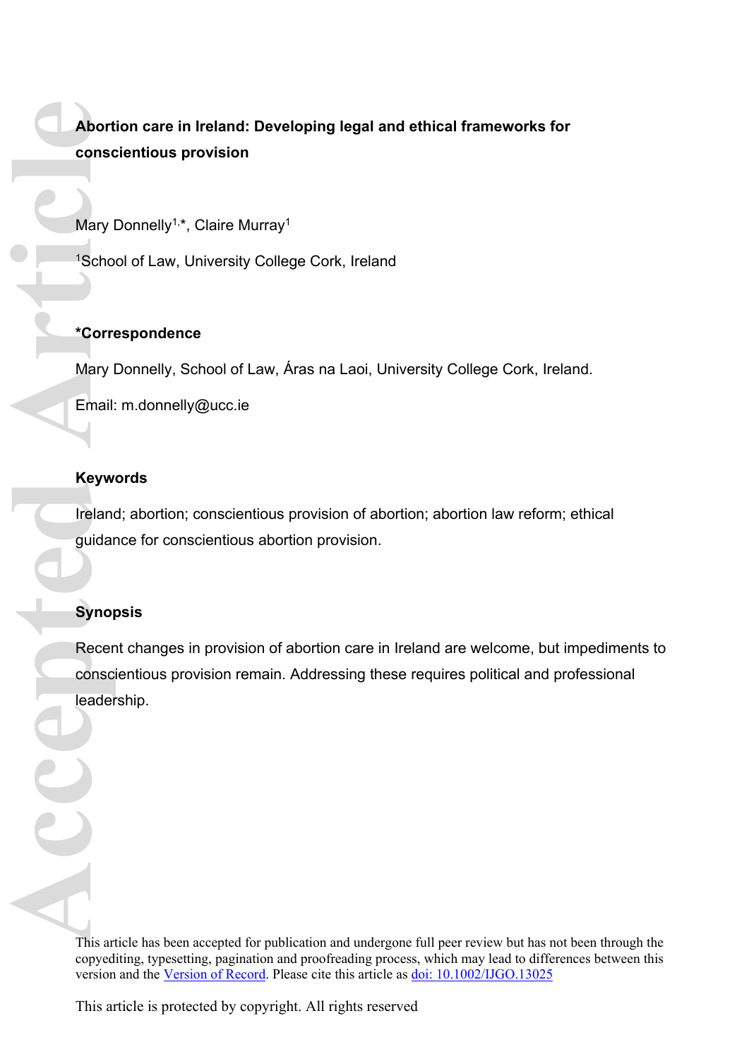# Abortion care in Ireland: Developing legal and ethical frameworks for conscientious provision

Mary Donnelly[1,*], Claire Murray[1]

[1]School of Law, University College Cork, Ireland

**\*Correspondence**

Mary Donnelly, School of Law, Áras na Laoi, University College Cork, Ireland.

Email: m.donnelly@ucc.ie

**Keywords**

Ireland; abortion; conscientious provision of abortion; abortion law reform; ethical guidance for conscientious abortion provision.

**Synopsis**

Recent changes in provision of abortion care in Ireland are welcome, but impediments to conscientious provision remain. Addressing these requires political and professional leadership.

This article has been accepted for publication and undergone full peer review but has not been through the copyediting, typesetting, pagination and proofreading process, which may lead to differences between this version and the Version of Record. Please cite this article as doi: 10.1002/IJGO.13025

This article is protected by copyright. All rights reserved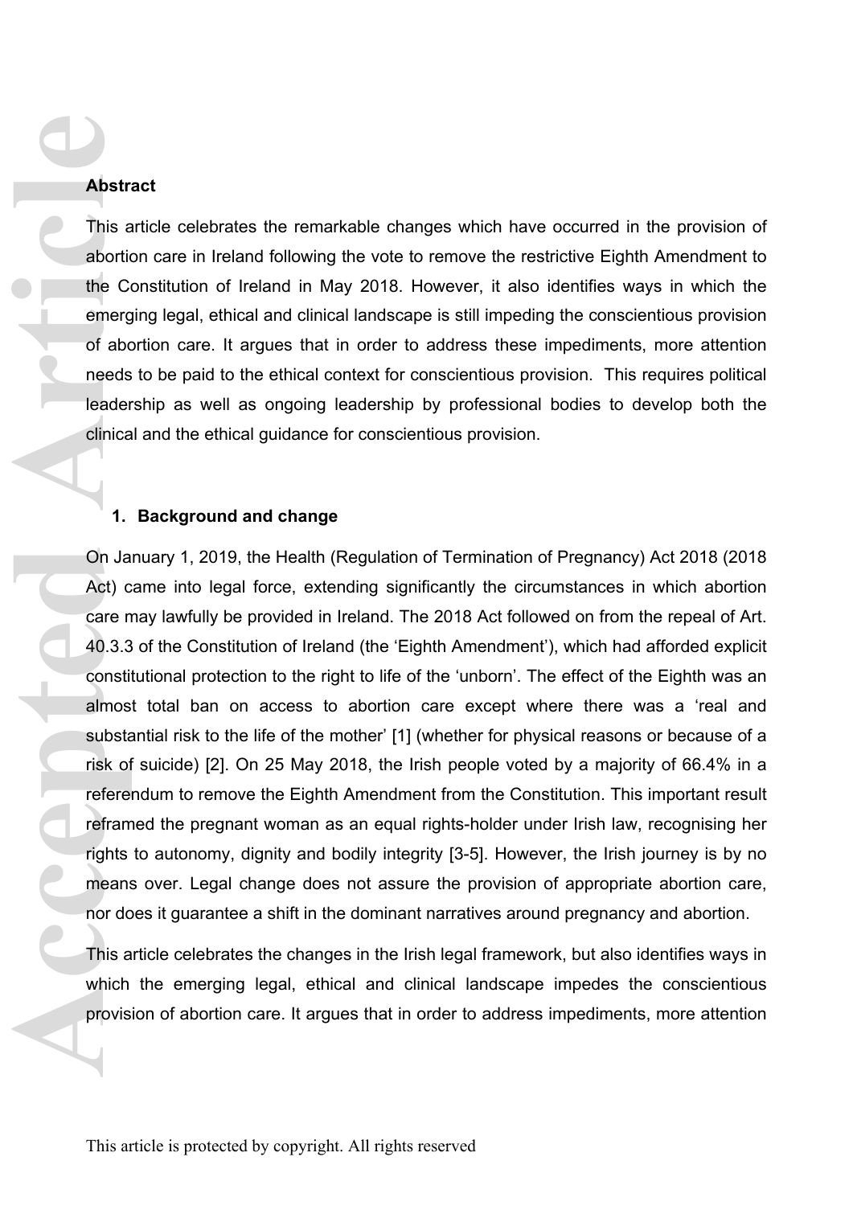## Abstract

This article celebrates the remarkable changes which have occurred in the provision of abortion care in Ireland following the vote to remove the restrictive Eighth Amendment to the Constitution of Ireland in May 2018. However, it also identifies ways in which the emerging legal, ethical and clinical landscape is still impeding the conscientious provision of abortion care. It argues that in order to address these impediments, more attention needs to be paid to the ethical context for conscientious provision. This requires political leadership as well as ongoing leadership by professional bodies to develop both the clinical and the ethical guidance for conscientious provision.

## 1. Background and change

On January 1, 2019, the Health (Regulation of Termination of Pregnancy) Act 2018 (2018 Act) came into legal force, extending significantly the circumstances in which abortion care may lawfully be provided in Ireland. The 2018 Act followed on from the repeal of Art. 40.3.3 of the Constitution of Ireland (the 'Eighth Amendment'), which had afforded explicit constitutional protection to the right to life of the 'unborn'. The effect of the Eighth was an almost total ban on access to abortion care except where there was a 'real and substantial risk to the life of the mother' [1] (whether for physical reasons or because of a risk of suicide) [2]. On 25 May 2018, the Irish people voted by a majority of 66.4% in a referendum to remove the Eighth Amendment from the Constitution. This important result reframed the pregnant woman as an equal rights-holder under Irish law, recognising her rights to autonomy, dignity and bodily integrity [3-5]. However, the Irish journey is by no means over. Legal change does not assure the provision of appropriate abortion care, nor does it guarantee a shift in the dominant narratives around pregnancy and abortion.

This article celebrates the changes in the Irish legal framework, but also identifies ways in which the emerging legal, ethical and clinical landscape impedes the conscientious provision of abortion care. It argues that in order to address impediments, more attention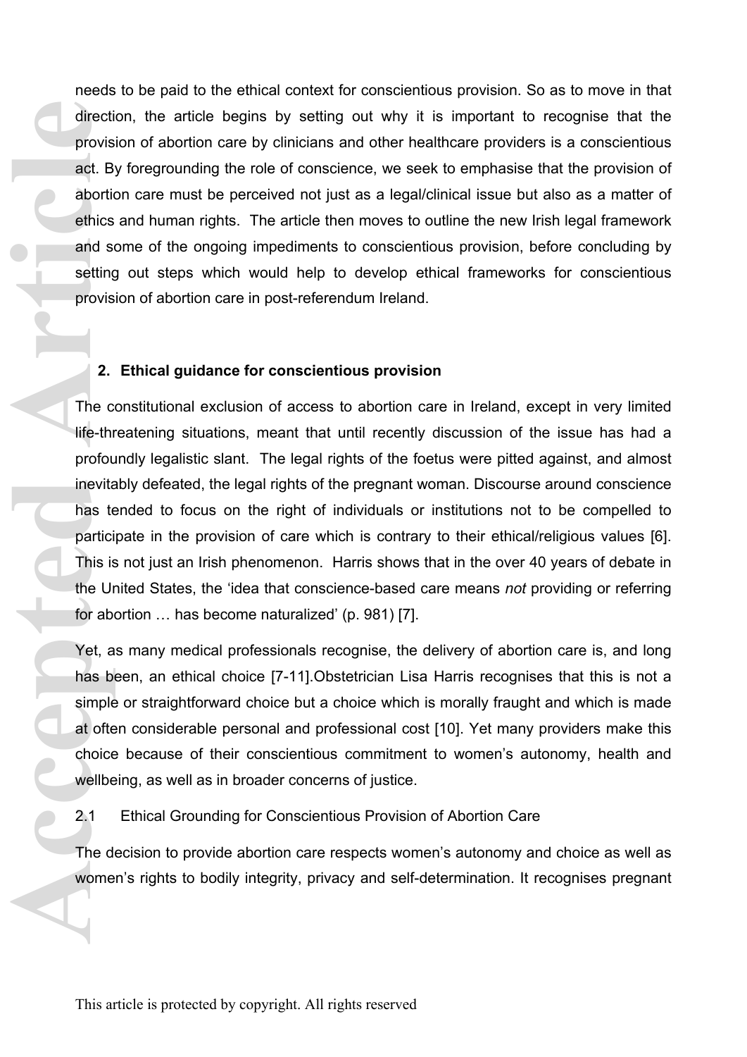needs to be paid to the ethical context for conscientious provision. So as to move in that direction, the article begins by setting out why it is important to recognise that the provision of abortion care by clinicians and other healthcare providers is a conscientious act. By foregrounding the role of conscience, we seek to emphasise that the provision of abortion care must be perceived not just as a legal/clinical issue but also as a matter of ethics and human rights. The article then moves to outline the new Irish legal framework and some of the ongoing impediments to conscientious provision, before concluding by setting out steps which would help to develop ethical frameworks for conscientious provision of abortion care in post-referendum Ireland.

## 2. Ethical guidance for conscientious provision

The constitutional exclusion of access to abortion care in Ireland, except in very limited life-threatening situations, meant that until recently discussion of the issue has had a profoundly legalistic slant. The legal rights of the foetus were pitted against, and almost inevitably defeated, the legal rights of the pregnant woman. Discourse around conscience has tended to focus on the right of individuals or institutions not to be compelled to participate in the provision of care which is contrary to their ethical/religious values [6]. This is not just an Irish phenomenon. Harris shows that in the over 40 years of debate in the United States, the 'idea that conscience-based care means *not* providing or referring for abortion … has become naturalized' (p. 981) [7].

Yet, as many medical professionals recognise, the delivery of abortion care is, and long has been, an ethical choice [7-11].Obstetrician Lisa Harris recognises that this is not a simple or straightforward choice but a choice which is morally fraught and which is made at often considerable personal and professional cost [10]. Yet many providers make this choice because of their conscientious commitment to women's autonomy, health and wellbeing, as well as in broader concerns of justice.

### 2.1 Ethical Grounding for Conscientious Provision of Abortion Care

The decision to provide abortion care respects women's autonomy and choice as well as women's rights to bodily integrity, privacy and self-determination. It recognises pregnant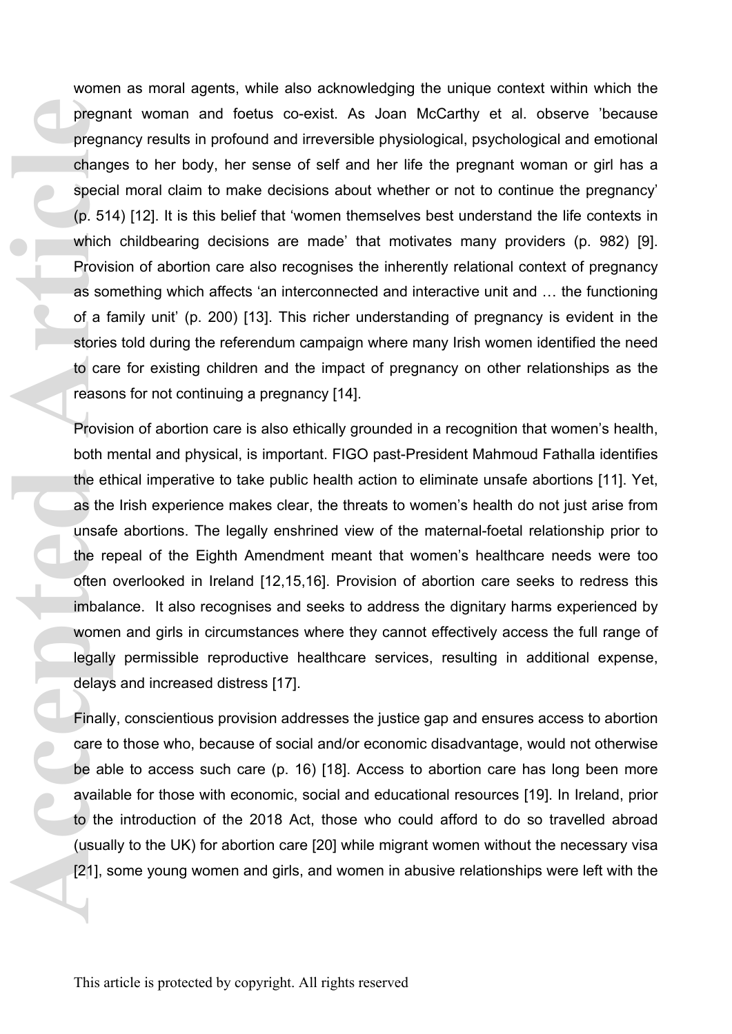women as moral agents, while also acknowledging the unique context within which the pregnant woman and foetus co-exist. As Joan McCarthy et al. observe 'because pregnancy results in profound and irreversible physiological, psychological and emotional changes to her body, her sense of self and her life the pregnant woman or girl has a special moral claim to make decisions about whether or not to continue the pregnancy' (p. 514) [12]. It is this belief that 'women themselves best understand the life contexts in which childbearing decisions are made' that motivates many providers (p. 982) [9]. Provision of abortion care also recognises the inherently relational context of pregnancy as something which affects 'an interconnected and interactive unit and … the functioning of a family unit' (p. 200) [13]. This richer understanding of pregnancy is evident in the stories told during the referendum campaign where many Irish women identified the need to care for existing children and the impact of pregnancy on other relationships as the reasons for not continuing a pregnancy [14].

Provision of abortion care is also ethically grounded in a recognition that women's health, both mental and physical, is important. FIGO past-President Mahmoud Fathalla identifies the ethical imperative to take public health action to eliminate unsafe abortions [11]. Yet, as the Irish experience makes clear, the threats to women's health do not just arise from unsafe abortions. The legally enshrined view of the maternal-foetal relationship prior to the repeal of the Eighth Amendment meant that women's healthcare needs were too often overlooked in Ireland [12,15,16]. Provision of abortion care seeks to redress this imbalance. It also recognises and seeks to address the dignitary harms experienced by women and girls in circumstances where they cannot effectively access the full range of legally permissible reproductive healthcare services, resulting in additional expense, delays and increased distress [17].

Finally, conscientious provision addresses the justice gap and ensures access to abortion care to those who, because of social and/or economic disadvantage, would not otherwise be able to access such care (p. 16) [18]. Access to abortion care has long been more available for those with economic, social and educational resources [19]. In Ireland, prior to the introduction of the 2018 Act, those who could afford to do so travelled abroad (usually to the UK) for abortion care [20] while migrant women without the necessary visa [21], some young women and girls, and women in abusive relationships were left with the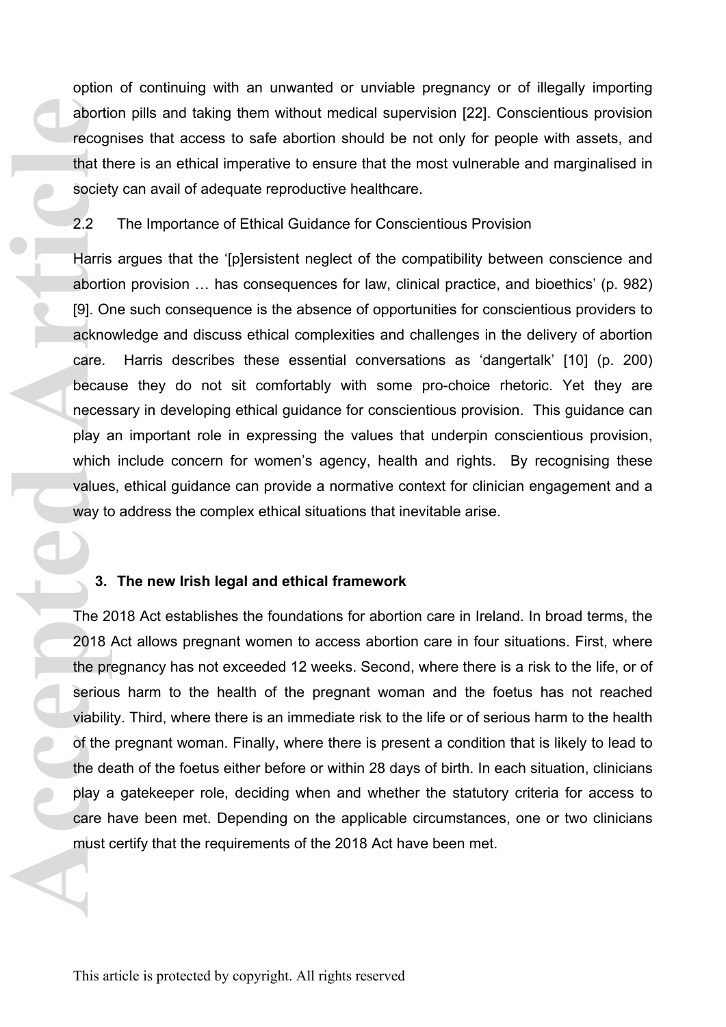option of continuing with an unwanted or unviable pregnancy or of illegally importing abortion pills and taking them without medical supervision [22]. Conscientious provision recognises that access to safe abortion should be not only for people with assets, and that there is an ethical imperative to ensure that the most vulnerable and marginalised in society can avail of adequate reproductive healthcare.

### 2.2 The Importance of Ethical Guidance for Conscientious Provision

Harris argues that the '[p]ersistent neglect of the compatibility between conscience and abortion provision … has consequences for law, clinical practice, and bioethics' (p. 982) [9]. One such consequence is the absence of opportunities for conscientious providers to acknowledge and discuss ethical complexities and challenges in the delivery of abortion care. Harris describes these essential conversations as 'dangertalk' [10] (p. 200) because they do not sit comfortably with some pro-choice rhetoric. Yet they are necessary in developing ethical guidance for conscientious provision. This guidance can play an important role in expressing the values that underpin conscientious provision, which include concern for women's agency, health and rights. By recognising these values, ethical guidance can provide a normative context for clinician engagement and a way to address the complex ethical situations that inevitable arise.

## 3. The new Irish legal and ethical framework

The 2018 Act establishes the foundations for abortion care in Ireland. In broad terms, the 2018 Act allows pregnant women to access abortion care in four situations. First, where the pregnancy has not exceeded 12 weeks. Second, where there is a risk to the life, or of serious harm to the health of the pregnant woman and the foetus has not reached viability. Third, where there is an immediate risk to the life or of serious harm to the health of the pregnant woman. Finally, where there is present a condition that is likely to lead to the death of the foetus either before or within 28 days of birth. In each situation, clinicians play a gatekeeper role, deciding when and whether the statutory criteria for access to care have been met. Depending on the applicable circumstances, one or two clinicians must certify that the requirements of the 2018 Act have been met.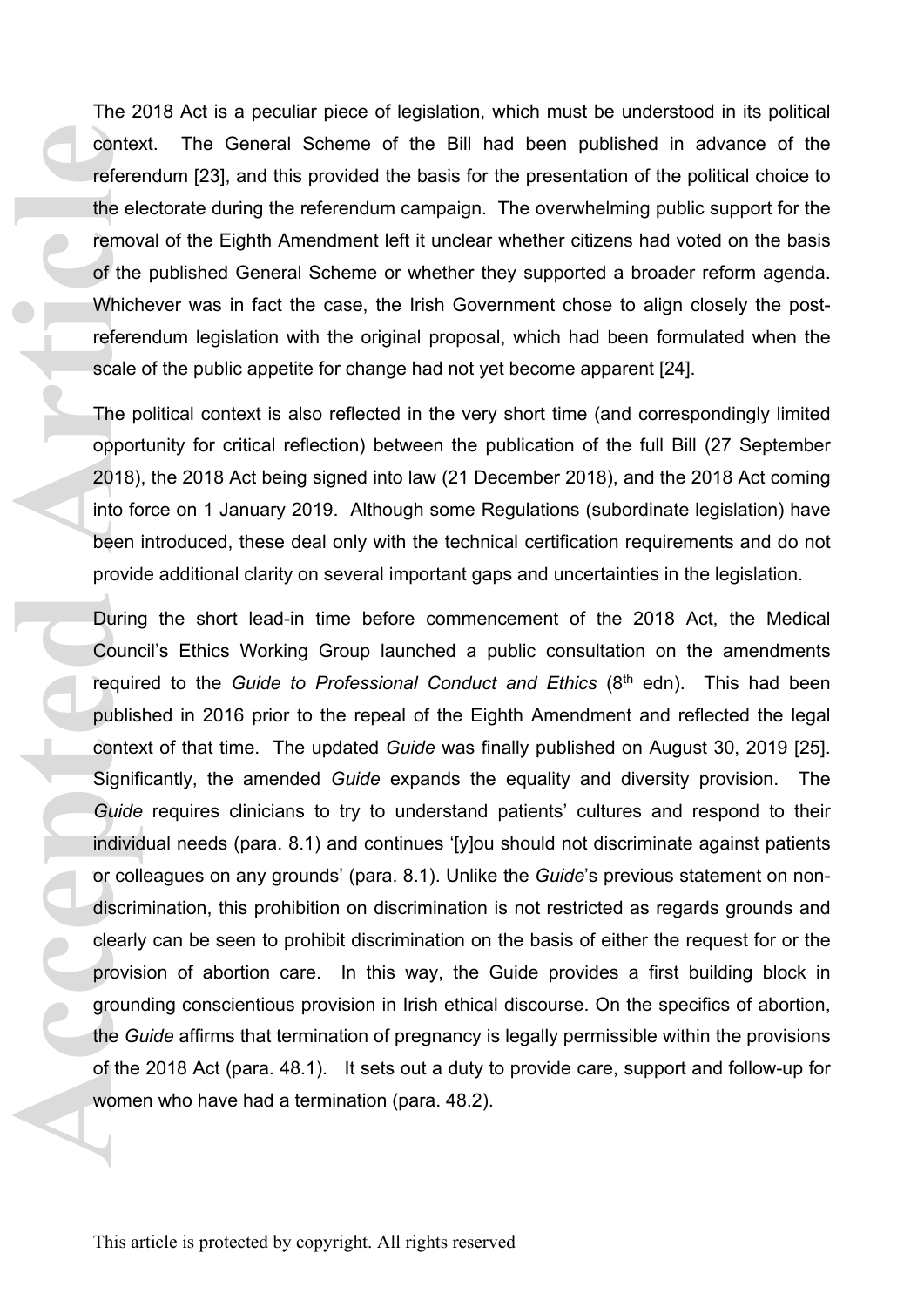The 2018 Act is a peculiar piece of legislation, which must be understood in its political context. The General Scheme of the Bill had been published in advance of the referendum [23], and this provided the basis for the presentation of the political choice to the electorate during the referendum campaign. The overwhelming public support for the removal of the Eighth Amendment left it unclear whether citizens had voted on the basis of the published General Scheme or whether they supported a broader reform agenda. Whichever was in fact the case, the Irish Government chose to align closely the post-referendum legislation with the original proposal, which had been formulated when the scale of the public appetite for change had not yet become apparent [24].

The political context is also reflected in the very short time (and correspondingly limited opportunity for critical reflection) between the publication of the full Bill (27 September 2018), the 2018 Act being signed into law (21 December 2018), and the 2018 Act coming into force on 1 January 2019. Although some Regulations (subordinate legislation) have been introduced, these deal only with the technical certification requirements and do not provide additional clarity on several important gaps and uncertainties in the legislation.

During the short lead-in time before commencement of the 2018 Act, the Medical Council's Ethics Working Group launched a public consultation on the amendments required to the *Guide to Professional Conduct and Ethics* (8th edn). This had been published in 2016 prior to the repeal of the Eighth Amendment and reflected the legal context of that time. The updated *Guide* was finally published on August 30, 2019 [25]. Significantly, the amended *Guide* expands the equality and diversity provision. The *Guide* requires clinicians to try to understand patients' cultures and respond to their individual needs (para. 8.1) and continues '[y]ou should not discriminate against patients or colleagues on any grounds' (para. 8.1). Unlike the *Guide*'s previous statement on non-discrimination, this prohibition on discrimination is not restricted as regards grounds and clearly can be seen to prohibit discrimination on the basis of either the request for or the provision of abortion care. In this way, the Guide provides a first building block in grounding conscientious provision in Irish ethical discourse. On the specifics of abortion, the *Guide* affirms that termination of pregnancy is legally permissible within the provisions of the 2018 Act (para. 48.1). It sets out a duty to provide care, support and follow-up for women who have had a termination (para. 48.2).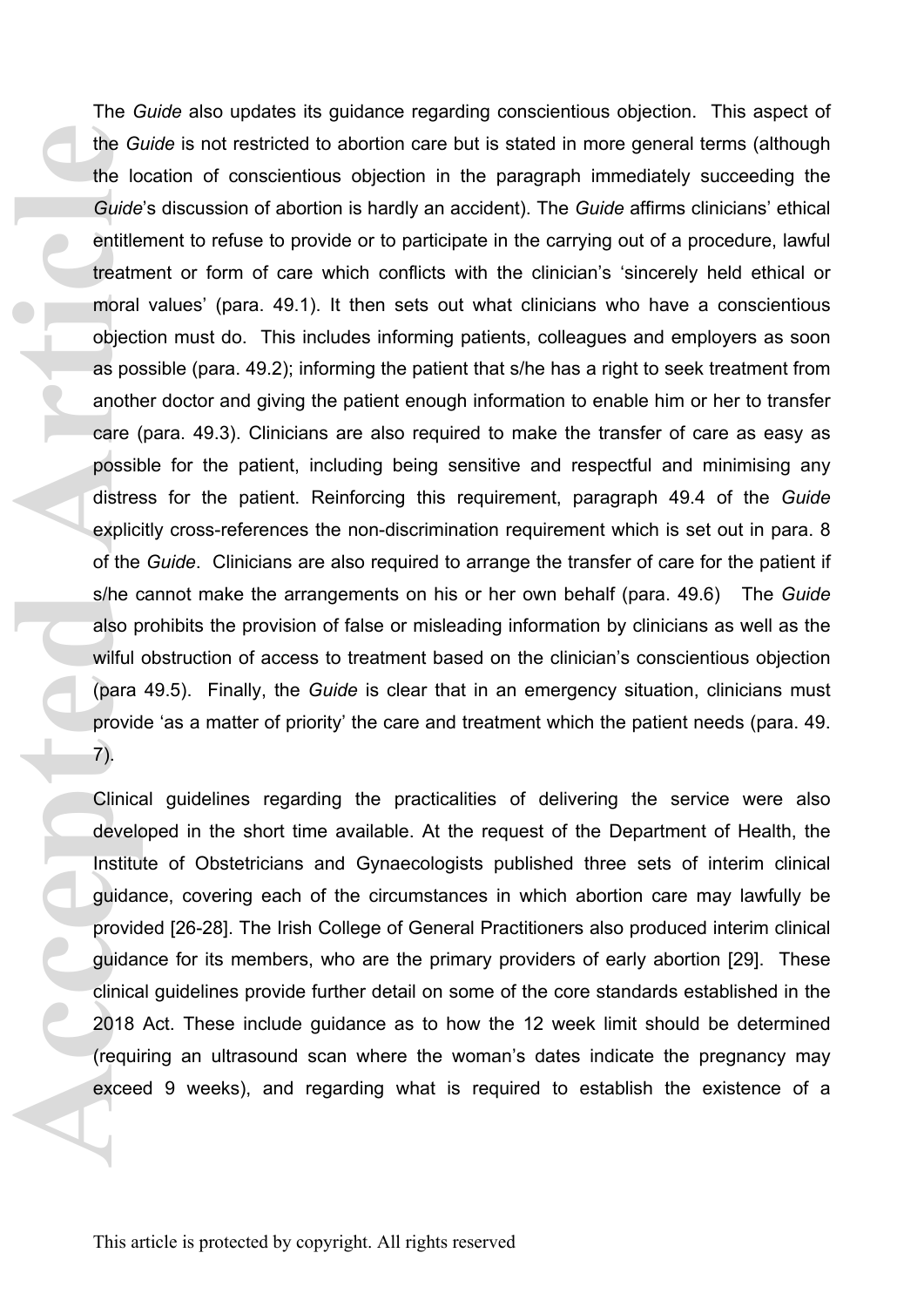The *Guide* also updates its guidance regarding conscientious objection. This aspect of the *Guide* is not restricted to abortion care but is stated in more general terms (although the location of conscientious objection in the paragraph immediately succeeding the *Guide*'s discussion of abortion is hardly an accident). The *Guide* affirms clinicians' ethical entitlement to refuse to provide or to participate in the carrying out of a procedure, lawful treatment or form of care which conflicts with the clinician's 'sincerely held ethical or moral values' (para. 49.1). It then sets out what clinicians who have a conscientious objection must do. This includes informing patients, colleagues and employers as soon as possible (para. 49.2); informing the patient that s/he has a right to seek treatment from another doctor and giving the patient enough information to enable him or her to transfer care (para. 49.3). Clinicians are also required to make the transfer of care as easy as possible for the patient, including being sensitive and respectful and minimising any distress for the patient. Reinforcing this requirement, paragraph 49.4 of the *Guide* explicitly cross-references the non-discrimination requirement which is set out in para. 8 of the *Guide*. Clinicians are also required to arrange the transfer of care for the patient if s/he cannot make the arrangements on his or her own behalf (para. 49.6) The *Guide* also prohibits the provision of false or misleading information by clinicians as well as the wilful obstruction of access to treatment based on the clinician's conscientious objection (para 49.5). Finally, the *Guide* is clear that in an emergency situation, clinicians must provide 'as a matter of priority' the care and treatment which the patient needs (para. 49. 7).

Clinical guidelines regarding the practicalities of delivering the service were also developed in the short time available. At the request of the Department of Health, the Institute of Obstetricians and Gynaecologists published three sets of interim clinical guidance, covering each of the circumstances in which abortion care may lawfully be provided [26-28]. The Irish College of General Practitioners also produced interim clinical guidance for its members, who are the primary providers of early abortion [29]. These clinical guidelines provide further detail on some of the core standards established in the 2018 Act. These include guidance as to how the 12 week limit should be determined (requiring an ultrasound scan where the woman's dates indicate the pregnancy may exceed 9 weeks), and regarding what is required to establish the existence of a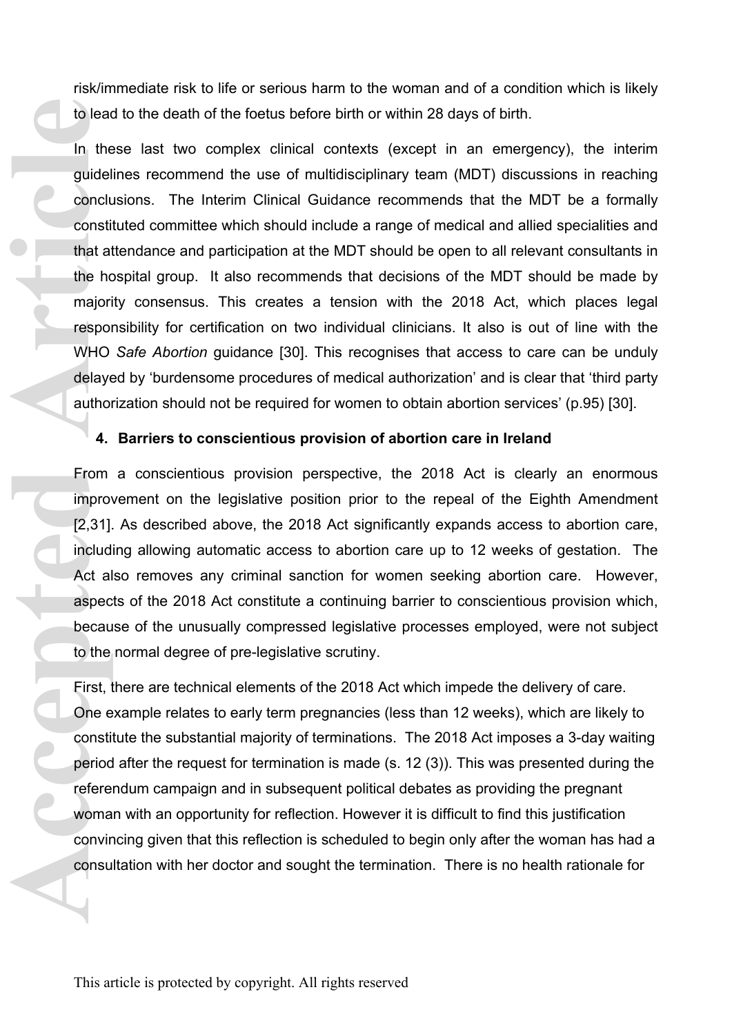risk/immediate risk to life or serious harm to the woman and of a condition which is likely to lead to the death of the foetus before birth or within 28 days of birth.

In these last two complex clinical contexts (except in an emergency), the interim guidelines recommend the use of multidisciplinary team (MDT) discussions in reaching conclusions. The Interim Clinical Guidance recommends that the MDT be a formally constituted committee which should include a range of medical and allied specialities and that attendance and participation at the MDT should be open to all relevant consultants in the hospital group. It also recommends that decisions of the MDT should be made by majority consensus. This creates a tension with the 2018 Act, which places legal responsibility for certification on two individual clinicians. It also is out of line with the WHO *Safe Abortion* guidance [30]. This recognises that access to care can be unduly delayed by 'burdensome procedures of medical authorization' and is clear that 'third party authorization should not be required for women to obtain abortion services' (p.95) [30].

## 4. Barriers to conscientious provision of abortion care in Ireland

From a conscientious provision perspective, the 2018 Act is clearly an enormous improvement on the legislative position prior to the repeal of the Eighth Amendment [2,31]. As described above, the 2018 Act significantly expands access to abortion care, including allowing automatic access to abortion care up to 12 weeks of gestation. The Act also removes any criminal sanction for women seeking abortion care. However, aspects of the 2018 Act constitute a continuing barrier to conscientious provision which, because of the unusually compressed legislative processes employed, were not subject to the normal degree of pre-legislative scrutiny.

First, there are technical elements of the 2018 Act which impede the delivery of care. One example relates to early term pregnancies (less than 12 weeks), which are likely to constitute the substantial majority of terminations. The 2018 Act imposes a 3-day waiting period after the request for termination is made (s. 12 (3)). This was presented during the referendum campaign and in subsequent political debates as providing the pregnant woman with an opportunity for reflection. However it is difficult to find this justification convincing given that this reflection is scheduled to begin only after the woman has had a consultation with her doctor and sought the termination. There is no health rationale for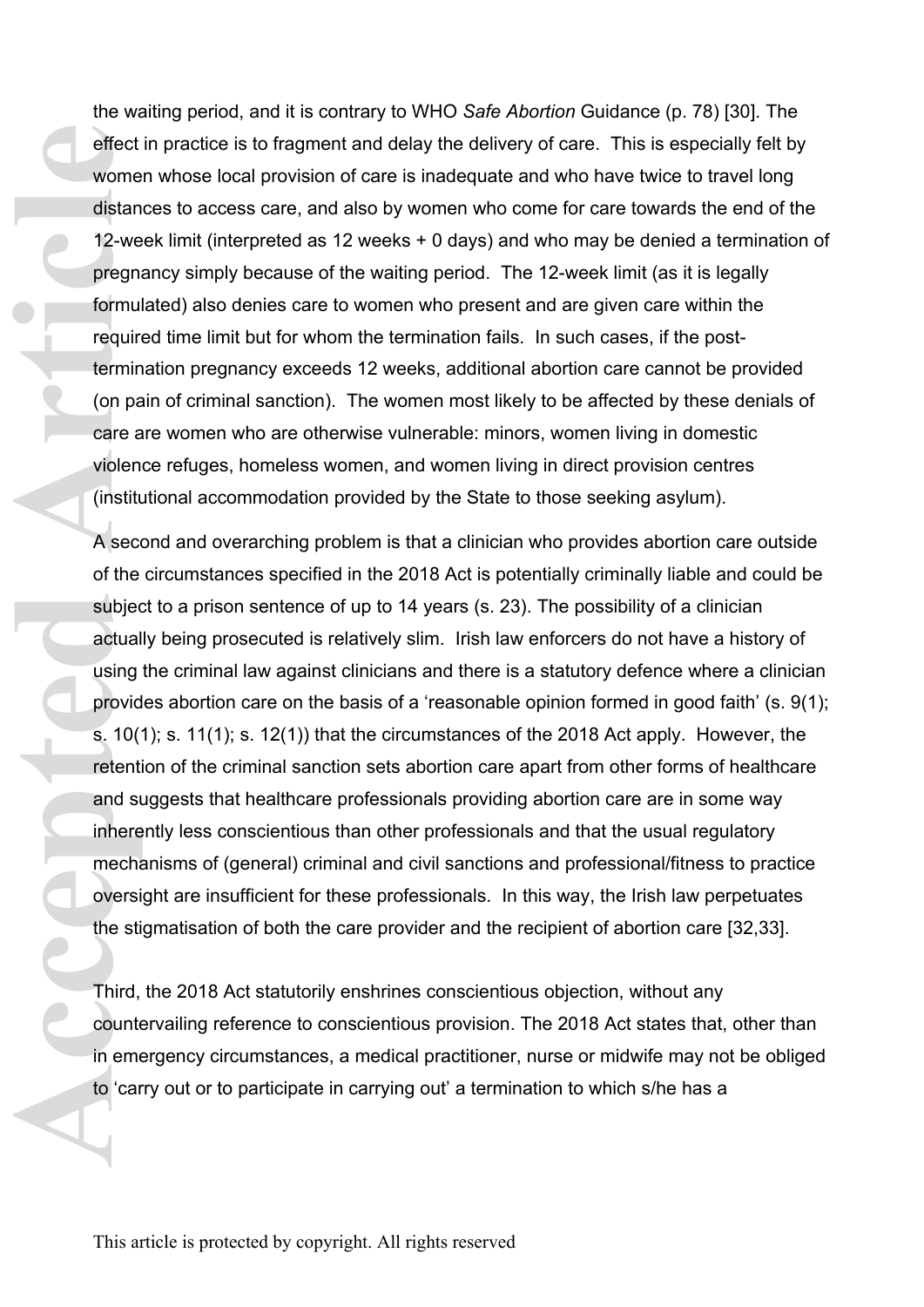the waiting period, and it is contrary to WHO *Safe Abortion* Guidance (p. 78) [30]. The effect in practice is to fragment and delay the delivery of care. This is especially felt by women whose local provision of care is inadequate and who have twice to travel long distances to access care, and also by women who come for care towards the end of the 12-week limit (interpreted as 12 weeks + 0 days) and who may be denied a termination of pregnancy simply because of the waiting period. The 12-week limit (as it is legally formulated) also denies care to women who present and are given care within the required time limit but for whom the termination fails. In such cases, if the post-termination pregnancy exceeds 12 weeks, additional abortion care cannot be provided (on pain of criminal sanction). The women most likely to be affected by these denials of care are women who are otherwise vulnerable: minors, women living in domestic violence refuges, homeless women, and women living in direct provision centres (institutional accommodation provided by the State to those seeking asylum).

A second and overarching problem is that a clinician who provides abortion care outside of the circumstances specified in the 2018 Act is potentially criminally liable and could be subject to a prison sentence of up to 14 years (s. 23). The possibility of a clinician actually being prosecuted is relatively slim. Irish law enforcers do not have a history of using the criminal law against clinicians and there is a statutory defence where a clinician provides abortion care on the basis of a 'reasonable opinion formed in good faith' (s. 9(1); s. 10(1); s. 11(1); s. 12(1)) that the circumstances of the 2018 Act apply. However, the retention of the criminal sanction sets abortion care apart from other forms of healthcare and suggests that healthcare professionals providing abortion care are in some way inherently less conscientious than other professionals and that the usual regulatory mechanisms of (general) criminal and civil sanctions and professional/fitness to practice oversight are insufficient for these professionals. In this way, the Irish law perpetuates the stigmatisation of both the care provider and the recipient of abortion care [32,33].

Third, the 2018 Act statutorily enshrines conscientious objection, without any countervailing reference to conscientious provision. The 2018 Act states that, other than in emergency circumstances, a medical practitioner, nurse or midwife may not be obliged to 'carry out or to participate in carrying out' a termination to which s/he has a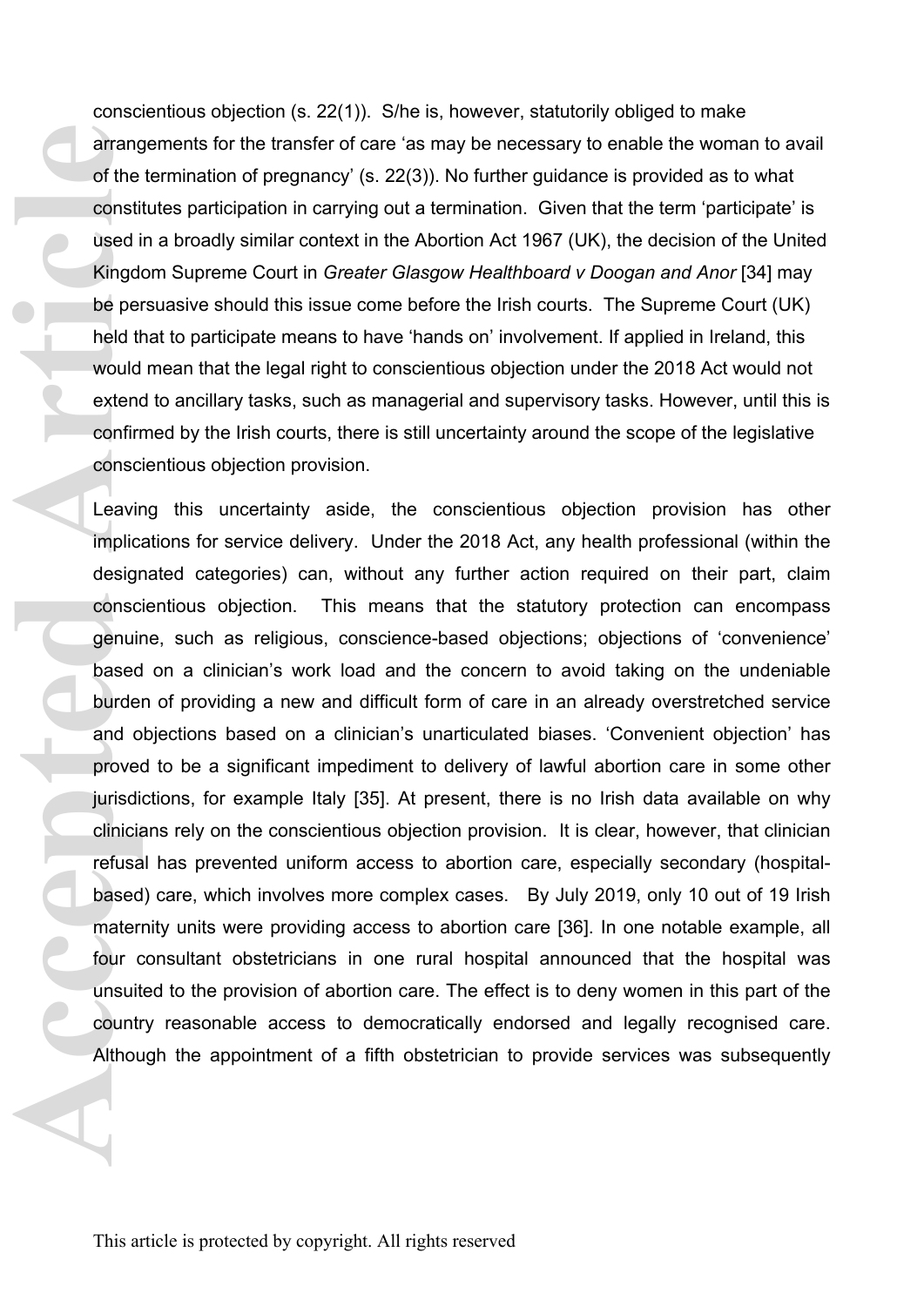conscientious objection (s. 22(1)). S/he is, however, statutorily obliged to make arrangements for the transfer of care 'as may be necessary to enable the woman to avail of the termination of pregnancy' (s. 22(3)). No further guidance is provided as to what constitutes participation in carrying out a termination. Given that the term 'participate' is used in a broadly similar context in the Abortion Act 1967 (UK), the decision of the United Kingdom Supreme Court in *Greater Glasgow Healthboard v Doogan and Anor* [34] may be persuasive should this issue come before the Irish courts. The Supreme Court (UK) held that to participate means to have 'hands on' involvement. If applied in Ireland, this would mean that the legal right to conscientious objection under the 2018 Act would not extend to ancillary tasks, such as managerial and supervisory tasks. However, until this is confirmed by the Irish courts, there is still uncertainty around the scope of the legislative conscientious objection provision.

Leaving this uncertainty aside, the conscientious objection provision has other implications for service delivery. Under the 2018 Act, any health professional (within the designated categories) can, without any further action required on their part, claim conscientious objection. This means that the statutory protection can encompass genuine, such as religious, conscience-based objections; objections of 'convenience' based on a clinician's work load and the concern to avoid taking on the undeniable burden of providing a new and difficult form of care in an already overstretched service and objections based on a clinician's unarticulated biases. 'Convenient objection' has proved to be a significant impediment to delivery of lawful abortion care in some other jurisdictions, for example Italy [35]. At present, there is no Irish data available on why clinicians rely on the conscientious objection provision. It is clear, however, that clinician refusal has prevented uniform access to abortion care, especially secondary (hospital-based) care, which involves more complex cases. By July 2019, only 10 out of 19 Irish maternity units were providing access to abortion care [36]. In one notable example, all four consultant obstetricians in one rural hospital announced that the hospital was unsuited to the provision of abortion care. The effect is to deny women in this part of the country reasonable access to democratically endorsed and legally recognised care. Although the appointment of a fifth obstetrician to provide services was subsequently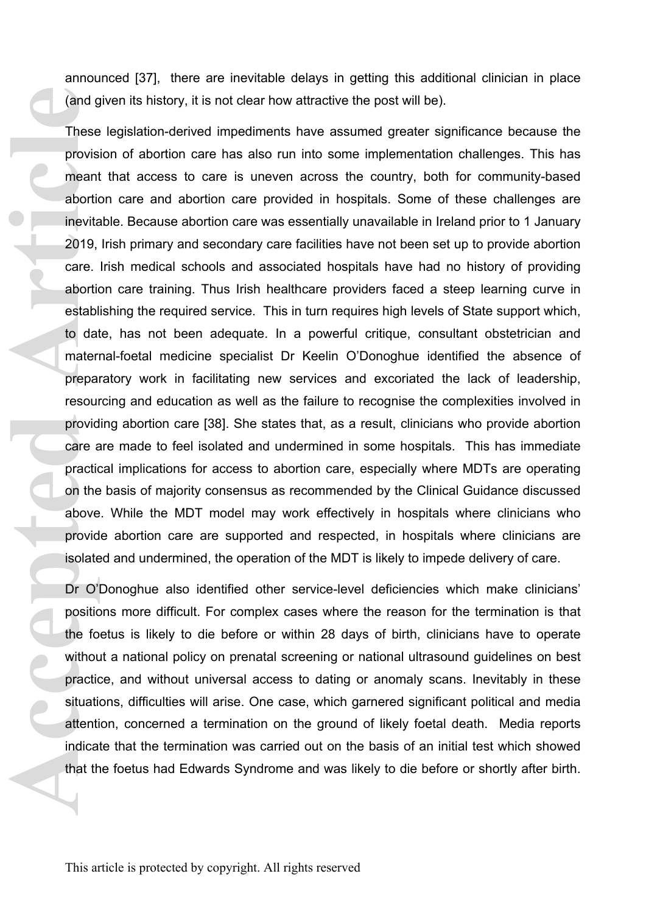announced [37], there are inevitable delays in getting this additional clinician in place (and given its history, it is not clear how attractive the post will be).

These legislation-derived impediments have assumed greater significance because the provision of abortion care has also run into some implementation challenges. This has meant that access to care is uneven across the country, both for community-based abortion care and abortion care provided in hospitals. Some of these challenges are inevitable. Because abortion care was essentially unavailable in Ireland prior to 1 January 2019, Irish primary and secondary care facilities have not been set up to provide abortion care. Irish medical schools and associated hospitals have had no history of providing abortion care training. Thus Irish healthcare providers faced a steep learning curve in establishing the required service. This in turn requires high levels of State support which, to date, has not been adequate. In a powerful critique, consultant obstetrician and maternal-foetal medicine specialist Dr Keelin O'Donoghue identified the absence of preparatory work in facilitating new services and excoriated the lack of leadership, resourcing and education as well as the failure to recognise the complexities involved in providing abortion care [38]. She states that, as a result, clinicians who provide abortion care are made to feel isolated and undermined in some hospitals. This has immediate practical implications for access to abortion care, especially where MDTs are operating on the basis of majority consensus as recommended by the Clinical Guidance discussed above. While the MDT model may work effectively in hospitals where clinicians who provide abortion care are supported and respected, in hospitals where clinicians are isolated and undermined, the operation of the MDT is likely to impede delivery of care.

Dr O'Donoghue also identified other service-level deficiencies which make clinicians' positions more difficult. For complex cases where the reason for the termination is that the foetus is likely to die before or within 28 days of birth, clinicians have to operate without a national policy on prenatal screening or national ultrasound guidelines on best practice, and without universal access to dating or anomaly scans. Inevitably in these situations, difficulties will arise. One case, which garnered significant political and media attention, concerned a termination on the ground of likely foetal death. Media reports indicate that the termination was carried out on the basis of an initial test which showed that the foetus had Edwards Syndrome and was likely to die before or shortly after birth.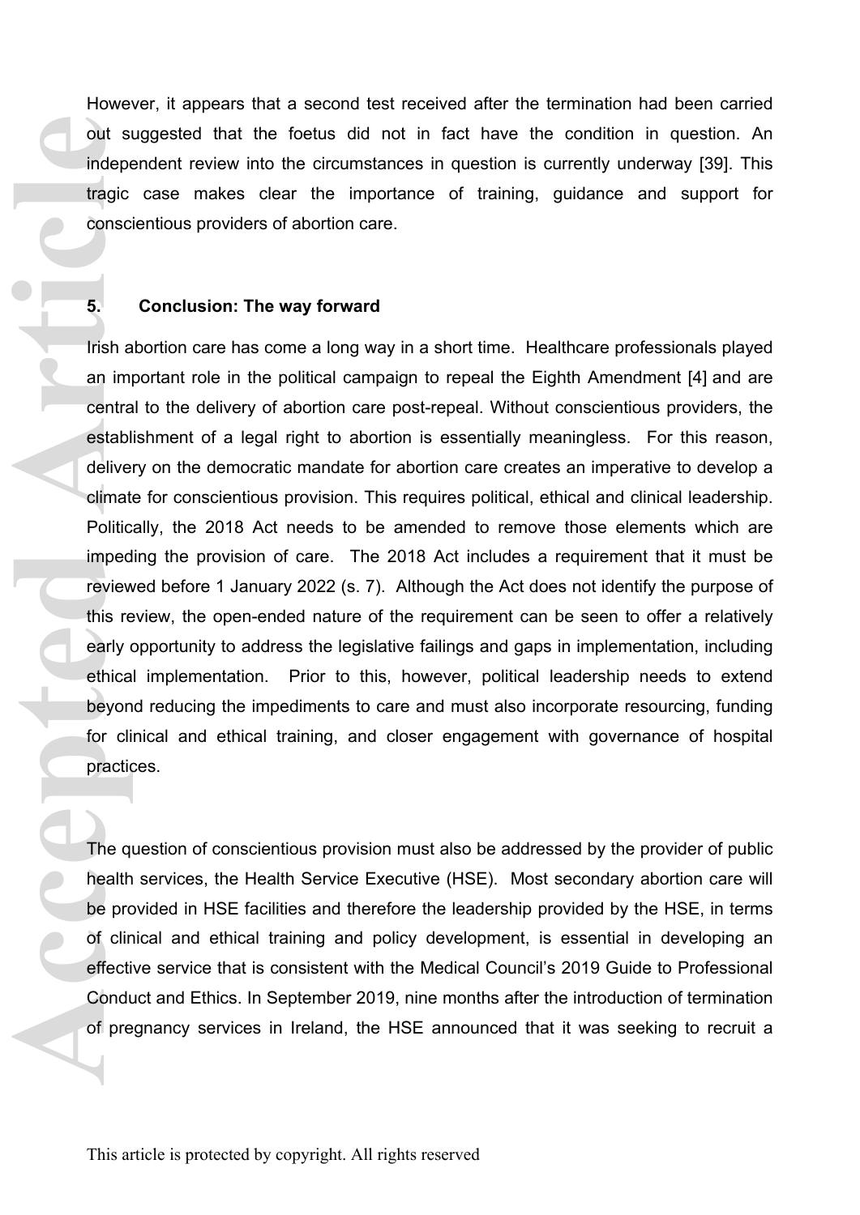However, it appears that a second test received after the termination had been carried out suggested that the foetus did not in fact have the condition in question. An independent review into the circumstances in question is currently underway [39]. This tragic case makes clear the importance of training, guidance and support for conscientious providers of abortion care.

## 5. Conclusion: The way forward

Irish abortion care has come a long way in a short time. Healthcare professionals played an important role in the political campaign to repeal the Eighth Amendment [4] and are central to the delivery of abortion care post-repeal. Without conscientious providers, the establishment of a legal right to abortion is essentially meaningless. For this reason, delivery on the democratic mandate for abortion care creates an imperative to develop a climate for conscientious provision. This requires political, ethical and clinical leadership. Politically, the 2018 Act needs to be amended to remove those elements which are impeding the provision of care. The 2018 Act includes a requirement that it must be reviewed before 1 January 2022 (s. 7). Although the Act does not identify the purpose of this review, the open-ended nature of the requirement can be seen to offer a relatively early opportunity to address the legislative failings and gaps in implementation, including ethical implementation. Prior to this, however, political leadership needs to extend beyond reducing the impediments to care and must also incorporate resourcing, funding for clinical and ethical training, and closer engagement with governance of hospital practices.

The question of conscientious provision must also be addressed by the provider of public health services, the Health Service Executive (HSE). Most secondary abortion care will be provided in HSE facilities and therefore the leadership provided by the HSE, in terms of clinical and ethical training and policy development, is essential in developing an effective service that is consistent with the Medical Council's 2019 Guide to Professional Conduct and Ethics. In September 2019, nine months after the introduction of termination of pregnancy services in Ireland, the HSE announced that it was seeking to recruit a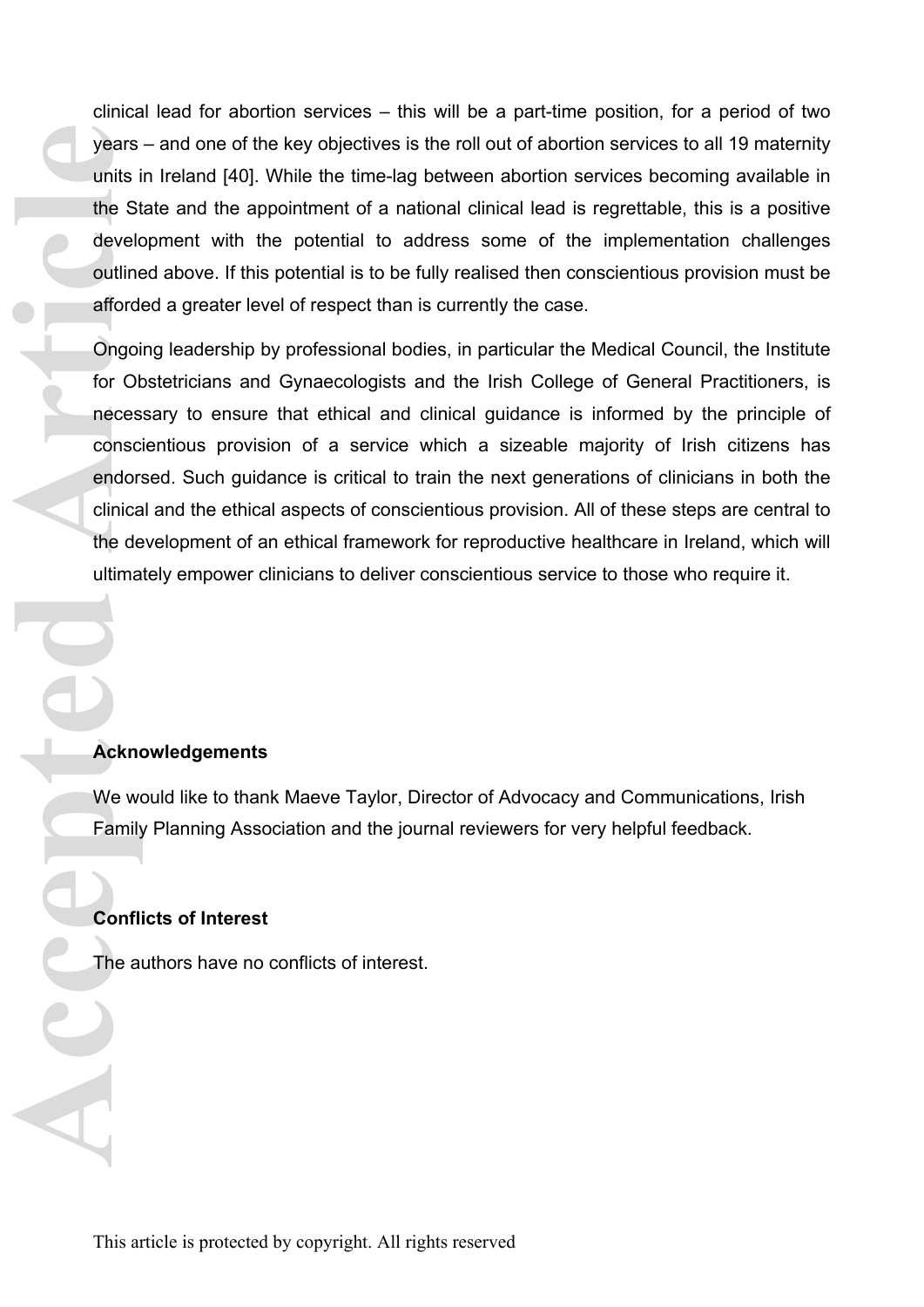clinical lead for abortion services – this will be a part-time position, for a period of two years – and one of the key objectives is the roll out of abortion services to all 19 maternity units in Ireland [40]. While the time-lag between abortion services becoming available in the State and the appointment of a national clinical lead is regrettable, this is a positive development with the potential to address some of the implementation challenges outlined above. If this potential is to be fully realised then conscientious provision must be afforded a greater level of respect than is currently the case.

Ongoing leadership by professional bodies, in particular the Medical Council, the Institute for Obstetricians and Gynaecologists and the Irish College of General Practitioners, is necessary to ensure that ethical and clinical guidance is informed by the principle of conscientious provision of a service which a sizeable majority of Irish citizens has endorsed. Such guidance is critical to train the next generations of clinicians in both the clinical and the ethical aspects of conscientious provision. All of these steps are central to the development of an ethical framework for reproductive healthcare in Ireland, which will ultimately empower clinicians to deliver conscientious service to those who require it.

**Acknowledgements**

We would like to thank Maeve Taylor, Director of Advocacy and Communications, Irish Family Planning Association and the journal reviewers for very helpful feedback.

**Conflicts of Interest**

The authors have no conflicts of interest.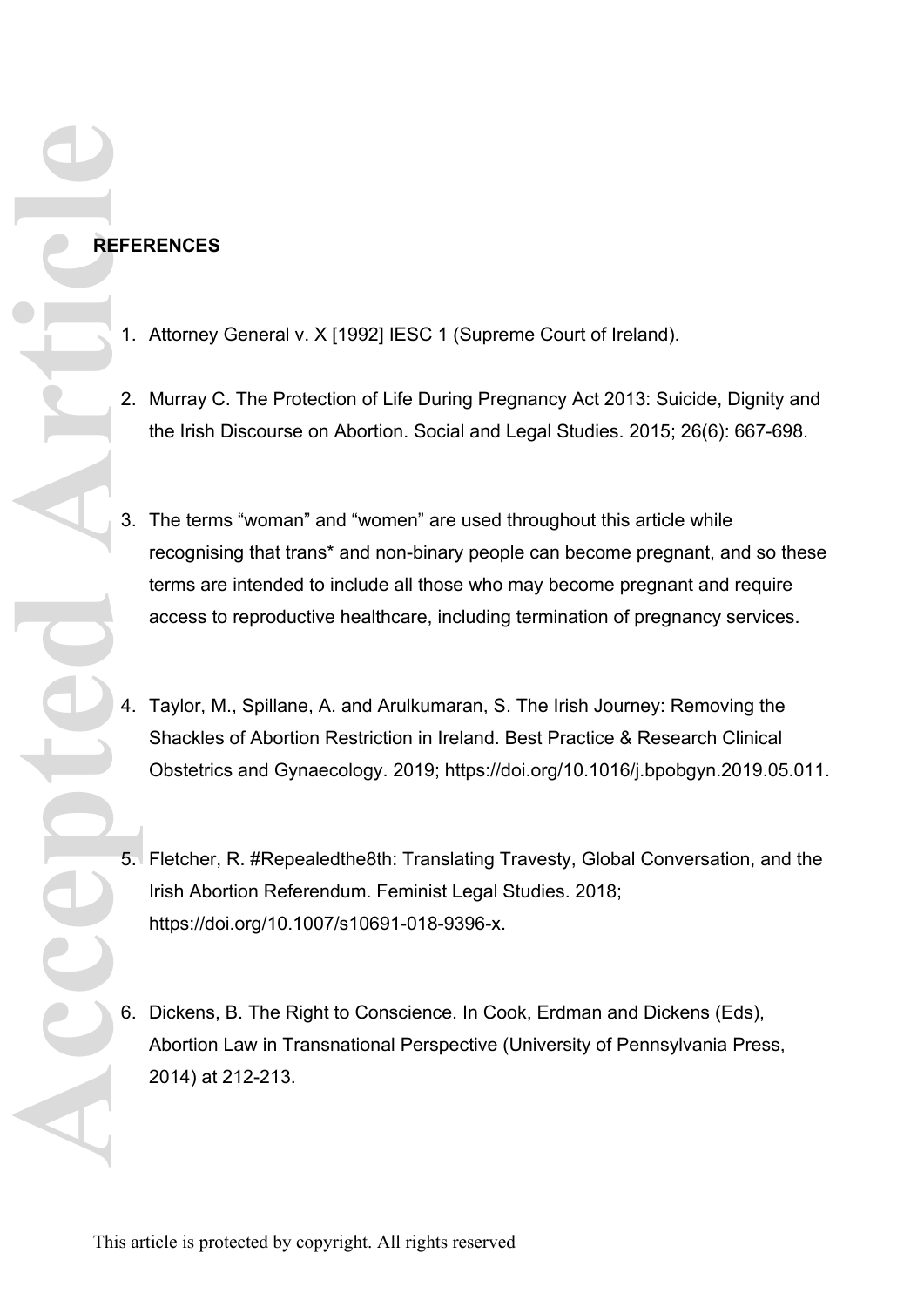**REFERENCES**

1. Attorney General v. X [1992] IESC 1 (Supreme Court of Ireland).

2. Murray C. The Protection of Life During Pregnancy Act 2013: Suicide, Dignity and the Irish Discourse on Abortion. Social and Legal Studies. 2015; 26(6): 667-698.

3. The terms “woman” and “women” are used throughout this article while recognising that trans* and non-binary people can become pregnant, and so these terms are intended to include all those who may become pregnant and require access to reproductive healthcare, including termination of pregnancy services.

4. Taylor, M., Spillane, A. and Arulkumaran, S. The Irish Journey: Removing the Shackles of Abortion Restriction in Ireland. Best Practice & Research Clinical Obstetrics and Gynaecology. 2019; https://doi.org/10.1016/j.bpobgyn.2019.05.011.

5. Fletcher, R. #Repealedthe8th: Translating Travesty, Global Conversation, and the Irish Abortion Referendum. Feminist Legal Studies. 2018; https://doi.org/10.1007/s10691-018-9396-x.

6. Dickens, B. The Right to Conscience. In Cook, Erdman and Dickens (Eds), Abortion Law in Transnational Perspective (University of Pennsylvania Press, 2014) at 212-213.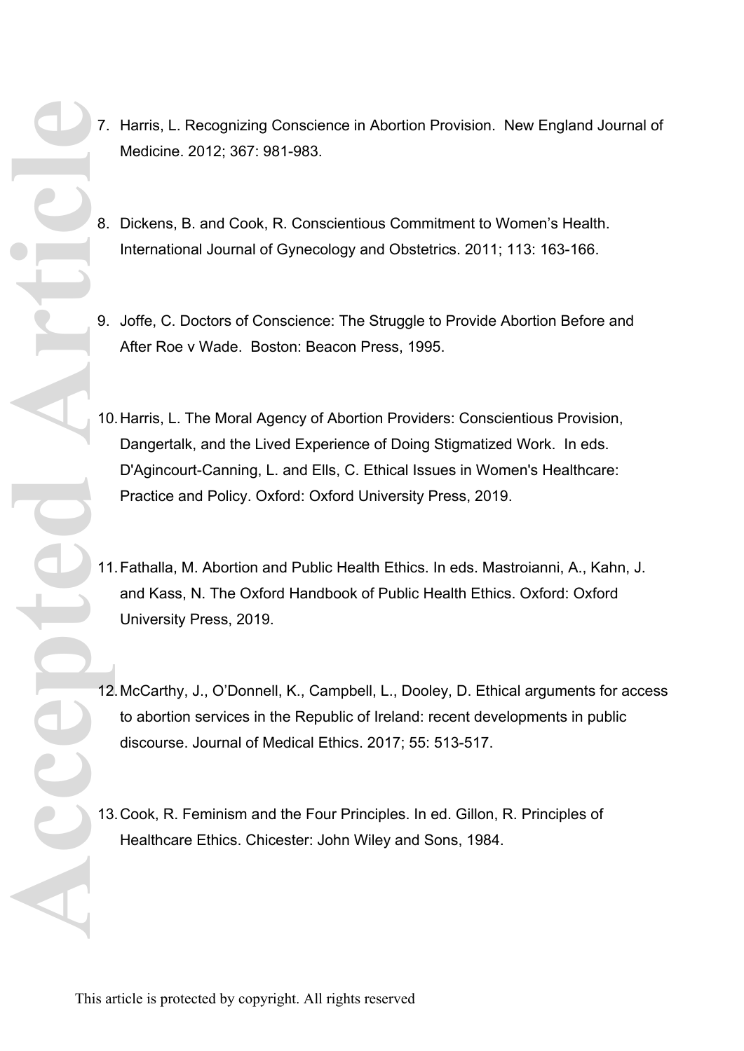7. Harris, L. Recognizing Conscience in Abortion Provision. New England Journal of Medicine. 2012; 367: 981-983.

8. Dickens, B. and Cook, R. Conscientious Commitment to Women's Health. International Journal of Gynecology and Obstetrics. 2011; 113: 163-166.

9. Joffe, C. Doctors of Conscience: The Struggle to Provide Abortion Before and After Roe v Wade. Boston: Beacon Press, 1995.

10. Harris, L. The Moral Agency of Abortion Providers: Conscientious Provision, Dangertalk, and the Lived Experience of Doing Stigmatized Work. In eds. D'Agincourt-Canning, L. and Ells, C. Ethical Issues in Women's Healthcare: Practice and Policy. Oxford: Oxford University Press, 2019.

11. Fathalla, M. Abortion and Public Health Ethics. In eds. Mastroianni, A., Kahn, J. and Kass, N. The Oxford Handbook of Public Health Ethics. Oxford: Oxford University Press, 2019.

12. McCarthy, J., O'Donnell, K., Campbell, L., Dooley, D. Ethical arguments for access to abortion services in the Republic of Ireland: recent developments in public discourse. Journal of Medical Ethics. 2017; 55: 513-517.

13. Cook, R. Feminism and the Four Principles. In ed. Gillon, R. Principles of Healthcare Ethics. Chicester: John Wiley and Sons, 1984.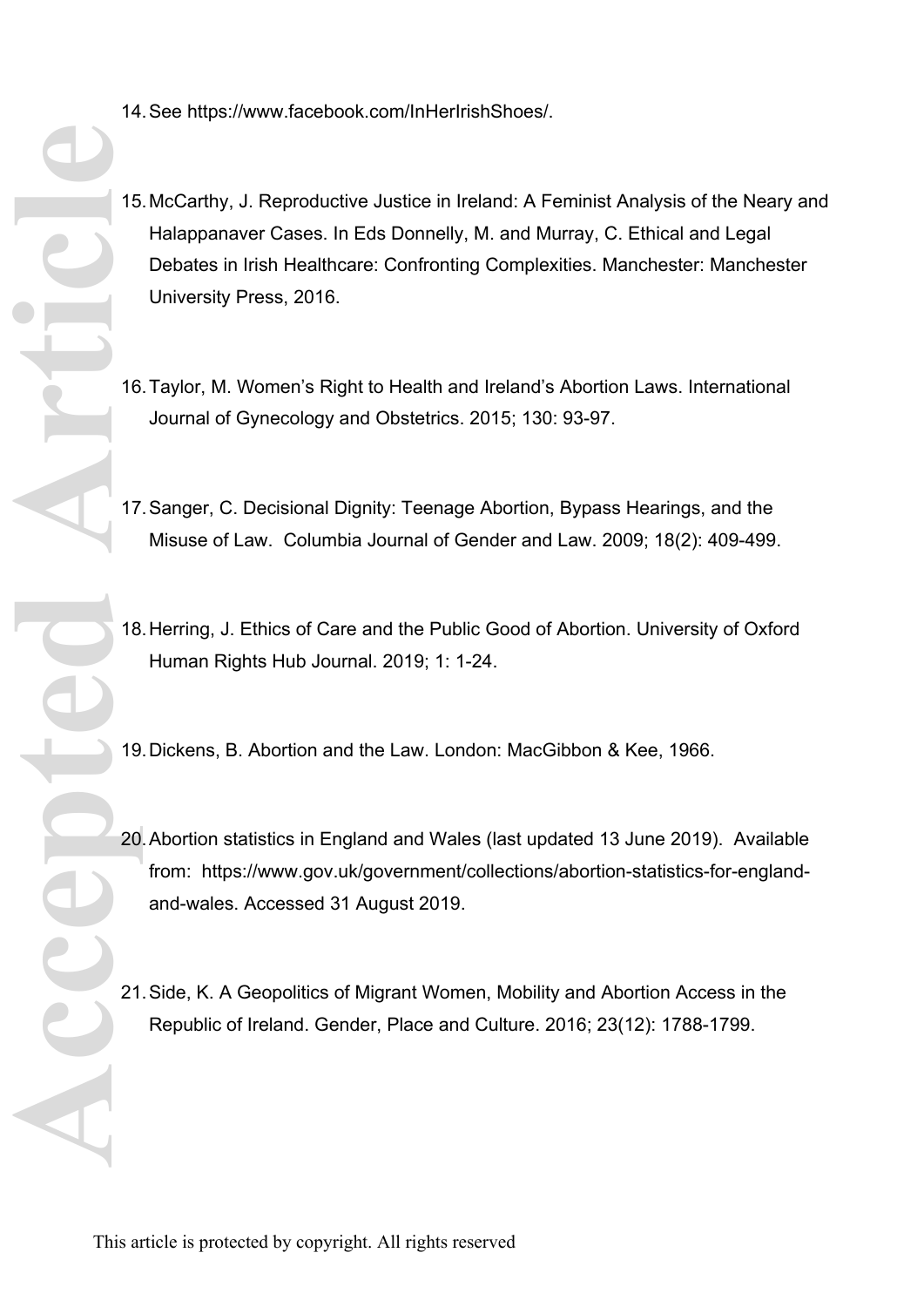14. See https://www.facebook.com/InHerIrishShoes/.

15. McCarthy, J. Reproductive Justice in Ireland: A Feminist Analysis of the Neary and Halappanaver Cases. In Eds Donnelly, M. and Murray, C. Ethical and Legal Debates in Irish Healthcare: Confronting Complexities. Manchester: Manchester University Press, 2016.

16. Taylor, M. Women's Right to Health and Ireland's Abortion Laws. International Journal of Gynecology and Obstetrics. 2015; 130: 93-97.

17. Sanger, C. Decisional Dignity: Teenage Abortion, Bypass Hearings, and the Misuse of Law. Columbia Journal of Gender and Law. 2009; 18(2): 409-499.

18. Herring, J. Ethics of Care and the Public Good of Abortion. University of Oxford Human Rights Hub Journal. 2019; 1: 1-24.

19. Dickens, B. Abortion and the Law. London: MacGibbon & Kee, 1966.

20. Abortion statistics in England and Wales (last updated 13 June 2019). Available from: https://www.gov.uk/government/collections/abortion-statistics-for-england-and-wales. Accessed 31 August 2019.

21. Side, K. A Geopolitics of Migrant Women, Mobility and Abortion Access in the Republic of Ireland. Gender, Place and Culture. 2016; 23(12): 1788-1799.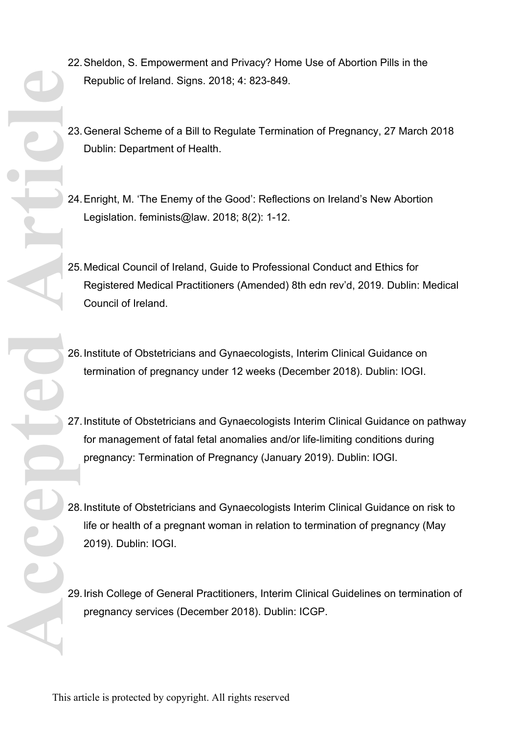22. Sheldon, S. Empowerment and Privacy? Home Use of Abortion Pills in the Republic of Ireland. Signs. 2018; 4: 823-849.

23. General Scheme of a Bill to Regulate Termination of Pregnancy, 27 March 2018 Dublin: Department of Health.

24. Enright, M. 'The Enemy of the Good': Reflections on Ireland's New Abortion Legislation. feminists@law. 2018; 8(2): 1-12.

25. Medical Council of Ireland, Guide to Professional Conduct and Ethics for Registered Medical Practitioners (Amended) 8th edn rev'd, 2019. Dublin: Medical Council of Ireland.

26. Institute of Obstetricians and Gynaecologists, Interim Clinical Guidance on termination of pregnancy under 12 weeks (December 2018). Dublin: IOGI.

27. Institute of Obstetricians and Gynaecologists Interim Clinical Guidance on pathway for management of fatal fetal anomalies and/or life-limiting conditions during pregnancy: Termination of Pregnancy (January 2019). Dublin: IOGI.

28. Institute of Obstetricians and Gynaecologists Interim Clinical Guidance on risk to life or health of a pregnant woman in relation to termination of pregnancy (May 2019). Dublin: IOGI.

29. Irish College of General Practitioners, Interim Clinical Guidelines on termination of pregnancy services (December 2018). Dublin: ICGP.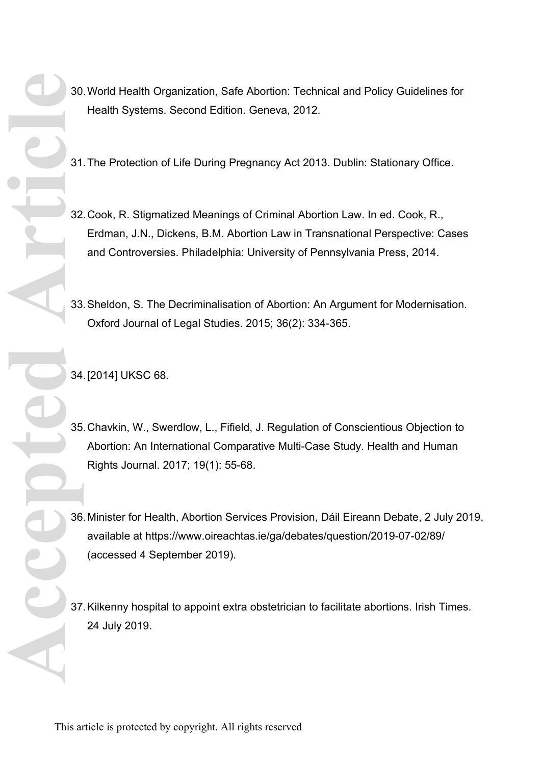30. World Health Organization, Safe Abortion: Technical and Policy Guidelines for Health Systems. Second Edition. Geneva, 2012.

31. The Protection of Life During Pregnancy Act 2013. Dublin: Stationary Office.

32. Cook, R. Stigmatized Meanings of Criminal Abortion Law. In ed. Cook, R., Erdman, J.N., Dickens, B.M. Abortion Law in Transnational Perspective: Cases and Controversies. Philadelphia: University of Pennsylvania Press, 2014.

33. Sheldon, S. The Decriminalisation of Abortion: An Argument for Modernisation. Oxford Journal of Legal Studies. 2015; 36(2): 334-365.

34. [2014] UKSC 68.

35. Chavkin, W., Swerdlow, L., Fifield, J. Regulation of Conscientious Objection to Abortion: An International Comparative Multi-Case Study. Health and Human Rights Journal. 2017; 19(1): 55-68.

36. Minister for Health, Abortion Services Provision, Dáil Eireann Debate, 2 July 2019, available at https://www.oireachtas.ie/ga/debates/question/2019-07-02/89/ (accessed 4 September 2019).

37. Kilkenny hospital to appoint extra obstetrician to facilitate abortions. Irish Times. 24 July 2019.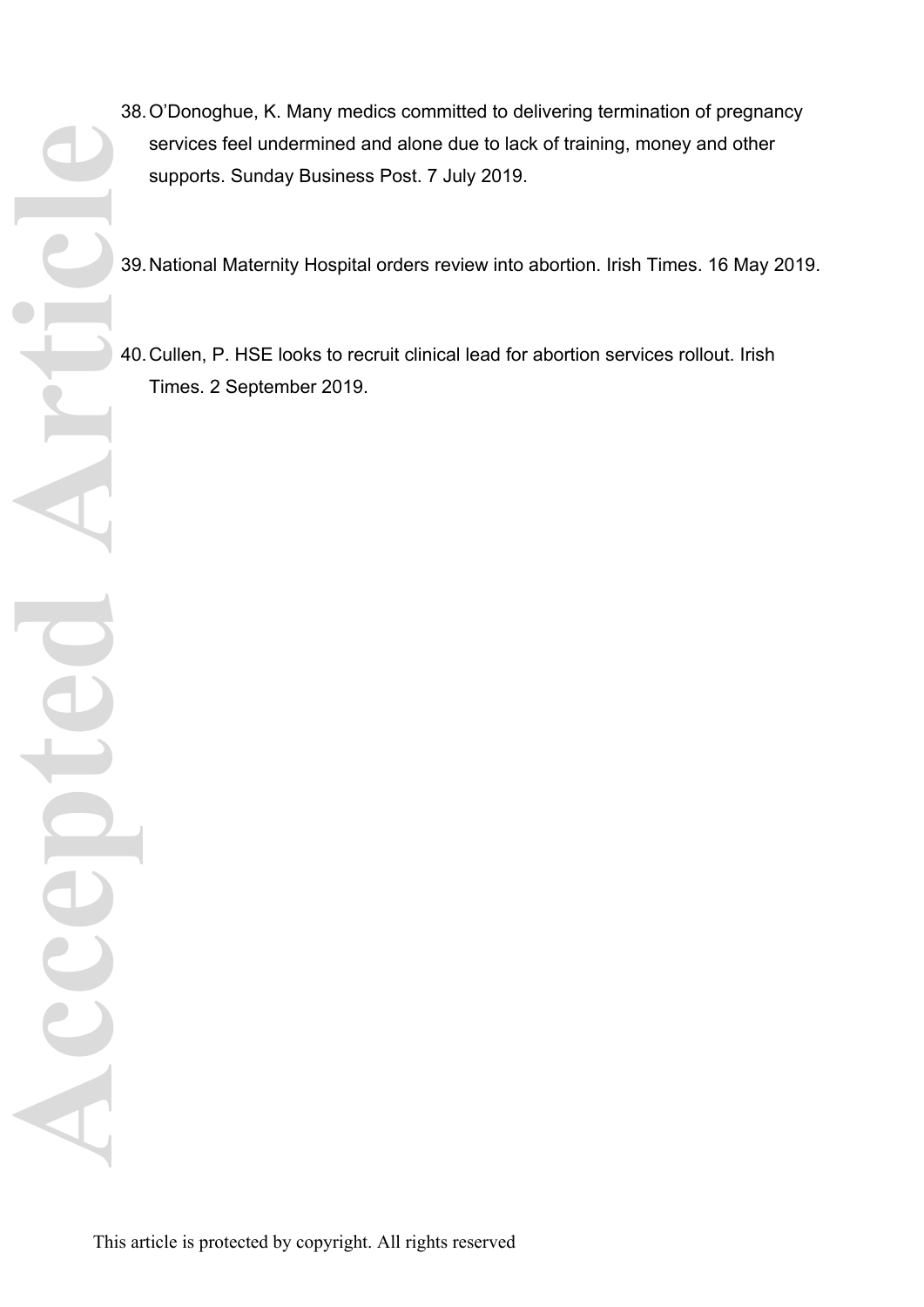38. O'Donoghue, K. Many medics committed to delivering termination of pregnancy services feel undermined and alone due to lack of training, money and other supports. Sunday Business Post. 7 July 2019.

39. National Maternity Hospital orders review into abortion. Irish Times. 16 May 2019.

40. Cullen, P. HSE looks to recruit clinical lead for abortion services rollout. Irish Times. 2 September 2019.